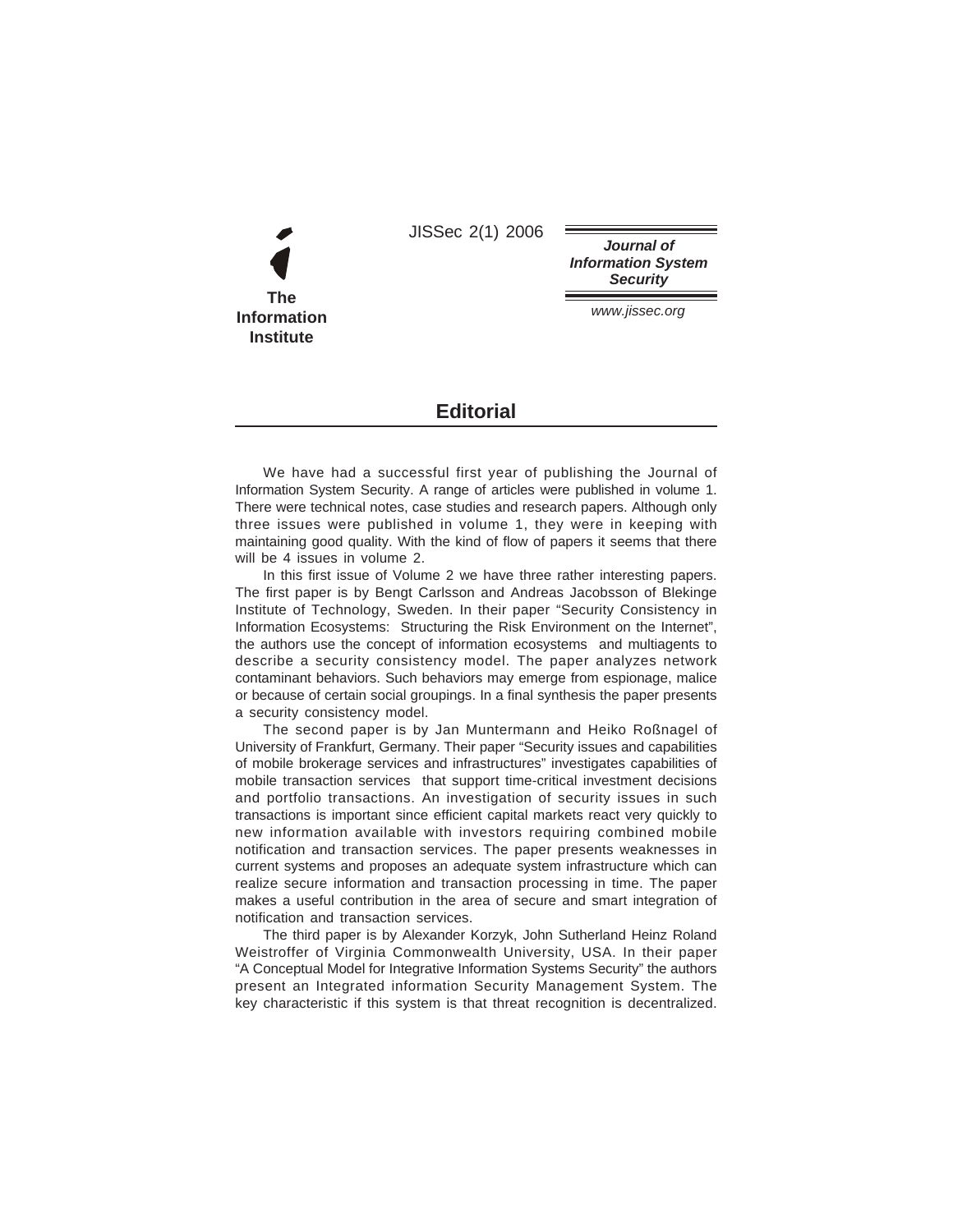# Editorial

We have had a successful first year of publishing the Journal of Information System Security. A range of articles were published in volume 1. There were technical notes, case studies and research papers. Although only three issues were published in volume 1, they were in keeping with maintaining good quality. With the kind of flow of papers it seems that there will be 4 issues in volume 2.

In this first issue of Volume 2 we have three rather interesting papers. The first paper is by Bengt Carlsson and Andreas Jacobsson of Blekinge Institute of Technology, Sweden. In their paper "Security Consistency in Information Ecosystems: Structuring the Risk Environment on the Internet", the authors use the concept of information ecosystems and multiagents to describe a security consistency model. The paper analyzes network contaminant behaviors. Such behaviors may emerge from espionage, malice or because of certain social groupings. In a final synthesis the paper presents a security consistency model.

The second paper is by Jan Muntermann and Heiko Roßnagel of University of Frankfurt, Germany. Their paper "Security issues and capabilities of mobile brokerage services and infrastructures" investigates capabilities of mobile transaction services that support time-critical investment decisions and portfolio transactions. An investigation of security issues in such transactions is important since efficient capital markets react very quickly to new information available with investors requiring combined mobile notification and transaction services. The paper presents weaknesses in current systems and proposes an adequate system infrastructure which can realize secure information and transaction processing in time. The paper makes a useful contribution in the area of secure and smart integration of notification and transaction services.

The third paper is by Alexander Korzyk, John Sutherland Heinz Roland Weistroffer of Virginia Commonwealth University, USA. In their paper "A Conceptual Model for Integrative Information Systems Security" the authors present an Integrated information Security Management System. The key characteristic if this system is that threat recognition is decentralized.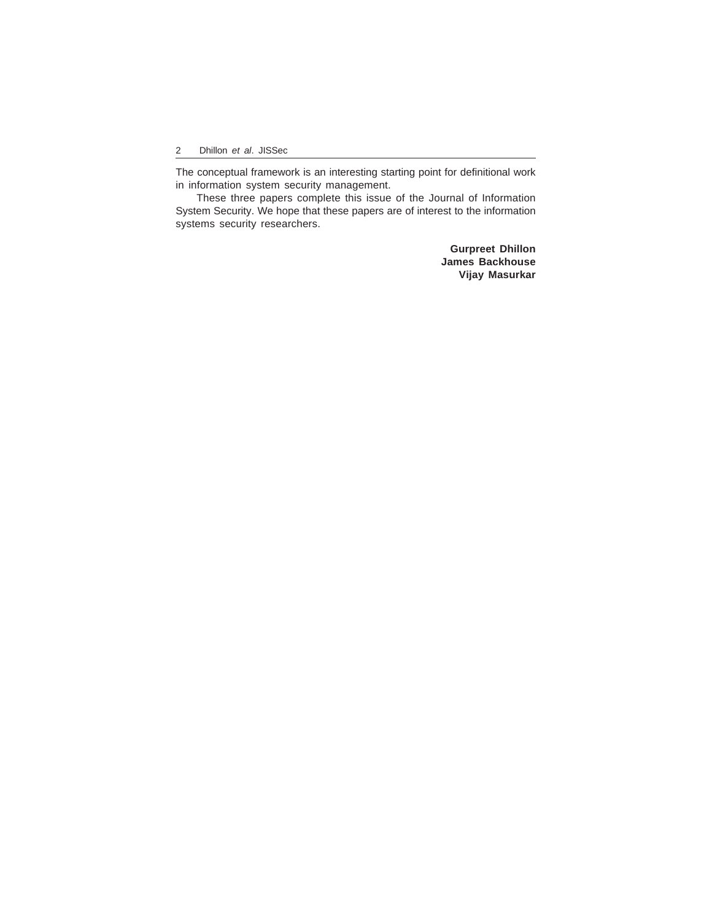The conceptual framework is an interesting starting point for definitional work in information system security management.

These three papers complete this issue of the Journal of Information System Security. We hope that these papers are of interest to the information systems security researchers.

**Gurpreet Dhillon**
**James Backhouse**
**Vijay Masurkar**